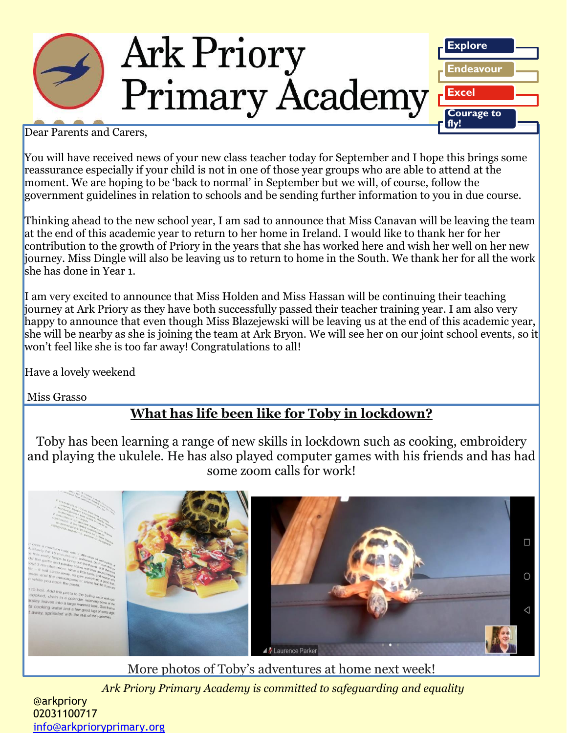# Ark Priory Primary Academy

Explore

Endeavour

Excel

Courage to fly!

Dear Parents and Carers,

You will have received news of your new class teacher today for September and I hope this brings some reassurance especially if your child is not in one of those year groups who are able to attend at the moment. We are hoping to be 'back to normal' in September but we will, of course, follow the government guidelines in relation to schools and be sending further information to you in due course.

Thinking ahead to the new school year, I am sad to announce that Miss Canavan will be leaving the team at the end of this academic year to return to her home in Ireland. I would like to thank her for her contribution to the growth of Priory in the years that she has worked here and wish her well on her new journey. Miss Dingle will also be leaving us to return to home in the South. We thank her for all the work she has done in Year 1.

I am very excited to announce that Miss Holden and Miss Hassan will be continuing their teaching journey at Ark Priory as they have both successfully passed their teacher training year. I am also very happy to announce that even though Miss Blazejewski will be leaving us at the end of this academic year, she will be nearby as she is joining the team at Ark Bryon. We will see her on our joint school events, so it won't feel like she is too far away! Congratulations to all!

Have a lovely weekend

Miss Grasso

## What has life been like for Toby in lockdown?

Toby has been learning a range of new skills in lockdown such as cooking, embroidery and playing the ukulele. He has also played computer games with his friends and has had some zoom calls for work!

More photos of Toby's adventures at home next week!

*Ark Priory Primary Academy is committed to safeguarding and equality*

@arkpriory
02031100717
info@arkprioryprimary.org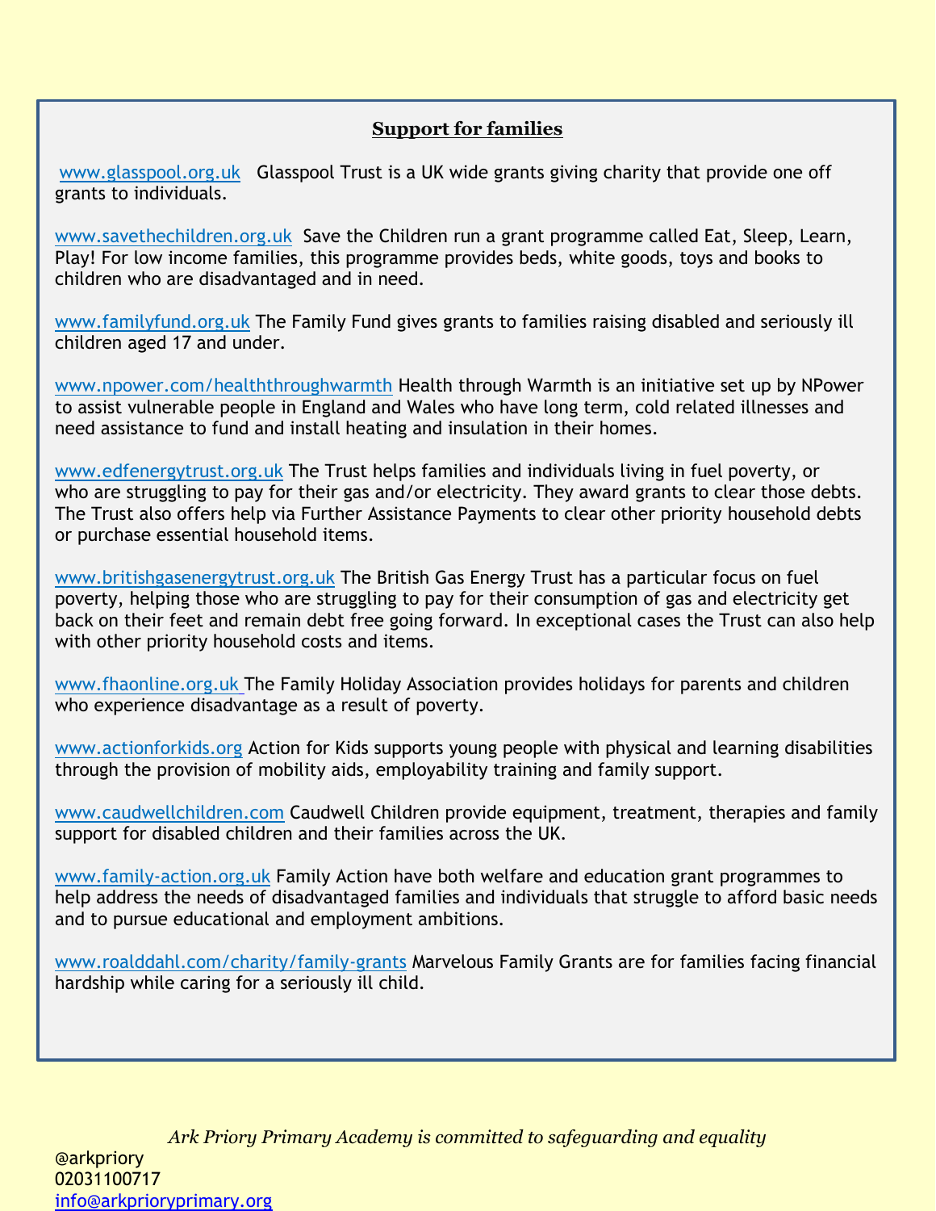## Support for families

www.glasspool.org.uk Glasspool Trust is a UK wide grants giving charity that provide one off grants to individuals.

www.savethechildren.org.uk Save the Children run a grant programme called Eat, Sleep, Learn, Play! For low income families, this programme provides beds, white goods, toys and books to children who are disadvantaged and in need.

www.familyfund.org.uk The Family Fund gives grants to families raising disabled and seriously ill children aged 17 and under.

www.npower.com/healththroughwarmth Health through Warmth is an initiative set up by NPower to assist vulnerable people in England and Wales who have long term, cold related illnesses and need assistance to fund and install heating and insulation in their homes.

www.edfenergytrust.org.uk The Trust helps families and individuals living in fuel poverty, or who are struggling to pay for their gas and/or electricity. They award grants to clear those debts. The Trust also offers help via Further Assistance Payments to clear other priority household debts or purchase essential household items.

www.britishgasenergytrust.org.uk The British Gas Energy Trust has a particular focus on fuel poverty, helping those who are struggling to pay for their consumption of gas and electricity get back on their feet and remain debt free going forward. In exceptional cases the Trust can also help with other priority household costs and items.

www.fhaonline.org.uk The Family Holiday Association provides holidays for parents and children who experience disadvantage as a result of poverty.

www.actionforkids.org Action for Kids supports young people with physical and learning disabilities through the provision of mobility aids, employability training and family support.

www.caudwellchildren.com Caudwell Children provide equipment, treatment, therapies and family support for disabled children and their families across the UK.

www.family-action.org.uk Family Action have both welfare and education grant programmes to help address the needs of disadvantaged families and individuals that struggle to afford basic needs and to pursue educational and employment ambitions.

www.roalddahl.com/charity/family-grants Marvelous Family Grants are for families facing financial hardship while caring for a seriously ill child.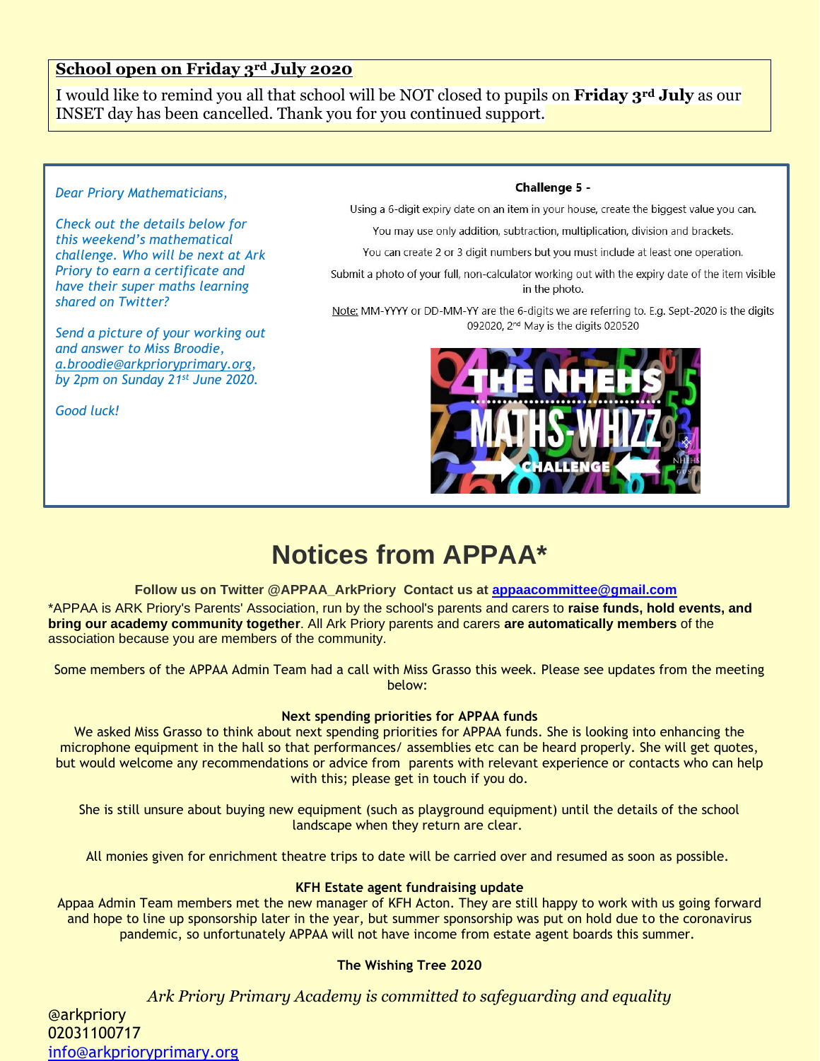**School open on Friday 3rd July 2020**

I would like to remind you all that school will be NOT closed to pupils on **Friday 3rd July** as our INSET day has been cancelled. Thank you for you continued support.

*Dear Priory Mathematicians,*

*Check out the details below for this weekend's mathematical challenge. Who will be next at Ark Priory to earn a certificate and have their super maths learning shared on Twitter?*

*Send a picture of your working out and answer to Miss Broodie, a.broodie@arkprioryprimary.org, by 2pm on Sunday 21st June 2020.*

*Good luck!*

**Challenge 5 -**

Using a 6-digit expiry date on an item in your house, create the biggest value you can.

You may use only addition, subtraction, multiplication, division and brackets.

You can create 2 or 3 digit numbers but you must include at least one operation.

Submit a photo of your full, non-calculator working out with the expiry date of the item visible in the photo.

Note: MM-YYYY or DD-MM-YY are the 6-digits we are referring to. E.g. Sept-2020 is the digits 092020, 2nd May is the digits 020520

THE NHEHS MATHS-WHIZZ CHALLENGE

# Notices from APPAA*

**Follow us on Twitter @APPAA_ArkPriory Contact us at appaacommittee@gmail.com**

*APPAA is ARK Priory's Parents' Association, run by the school's parents and carers to **raise funds, hold events, and bring our academy community together**. All Ark Priory parents and carers **are automatically members** of the association because you are members of the community.

Some members of the APPAA Admin Team had a call with Miss Grasso this week. Please see updates from the meeting below:

**Next spending priorities for APPAA funds**

We asked Miss Grasso to think about next spending priorities for APPAA funds. She is looking into enhancing the microphone equipment in the hall so that performances/ assemblies etc can be heard properly. She will get quotes, but would welcome any recommendations or advice from parents with relevant experience or contacts who can help with this; please get in touch if you do.

She is still unsure about buying new equipment (such as playground equipment) until the details of the school landscape when they return are clear.

All monies given for enrichment theatre trips to date will be carried over and resumed as soon as possible.

**KFH Estate agent fundraising update**

Appaa Admin Team members met the new manager of KFH Acton. They are still happy to work with us going forward and hope to line up sponsorship later in the year, but summer sponsorship was put on hold due to the coronavirus pandemic, so unfortunately APPAA will not have income from estate agent boards this summer.

**The Wishing Tree 2020**

*Ark Priory Primary Academy is committed to safeguarding and equality*

@arkpriory
02031100717
info@arkprioryprimary.org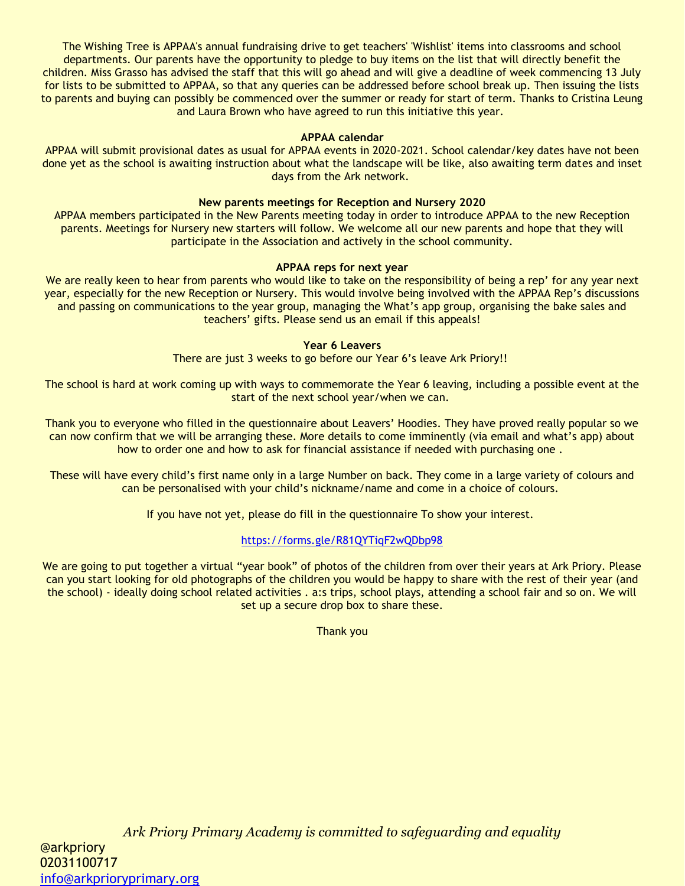The Wishing Tree is APPAA's annual fundraising drive to get teachers' 'Wishlist' items into classrooms and school departments. Our parents have the opportunity to pledge to buy items on the list that will directly benefit the children. Miss Grasso has advised the staff that this will go ahead and will give a deadline of week commencing 13 July for lists to be submitted to APPAA, so that any queries can be addressed before school break up. Then issuing the lists to parents and buying can possibly be commenced over the summer or ready for start of term. Thanks to Cristina Leung and Laura Brown who have agreed to run this initiative this year.

**APPAA calendar**

APPAA will submit provisional dates as usual for APPAA events in 2020-2021. School calendar/key dates have not been done yet as the school is awaiting instruction about what the landscape will be like, also awaiting term dates and inset days from the Ark network.

**New parents meetings for Reception and Nursery 2020**

APPAA members participated in the New Parents meeting today in order to introduce APPAA to the new Reception parents. Meetings for Nursery new starters will follow. We welcome all our new parents and hope that they will participate in the Association and actively in the school community.

**APPAA reps for next year**

We are really keen to hear from parents who would like to take on the responsibility of being a rep' for any year next year, especially for the new Reception or Nursery. This would involve being involved with the APPAA Rep's discussions and passing on communications to the year group, managing the What's app group, organising the bake sales and teachers' gifts. Please send us an email if this appeals!

**Year 6 Leavers**

There are just 3 weeks to go before our Year 6's leave Ark Priory!!

The school is hard at work coming up with ways to commemorate the Year 6 leaving, including a possible event at the start of the next school year/when we can.

Thank you to everyone who filled in the questionnaire about Leavers' Hoodies. They have proved really popular so we can now confirm that we will be arranging these. More details to come imminently (via email and what's app) about how to order one and how to ask for financial assistance if needed with purchasing one .

These will have every child's first name only in a large Number on back. They come in a large variety of colours and can be personalised with your child's nickname/name and come in a choice of colours.

If you have not yet, please do fill in the questionnaire To show your interest.

https://forms.gle/R81QYTiqF2wQDbp98

We are going to put together a virtual "year book" of photos of the children from over their years at Ark Priory. Please can you start looking for old photographs of the children you would be happy to share with the rest of their year (and the school) - ideally doing school related activities . a:s trips, school plays, attending a school fair and so on. We will set up a secure drop box to share these.

Thank you

*Ark Priory Primary Academy is committed to safeguarding and equality*

@arkpriory
02031100717
info@arkprioryprimary.org